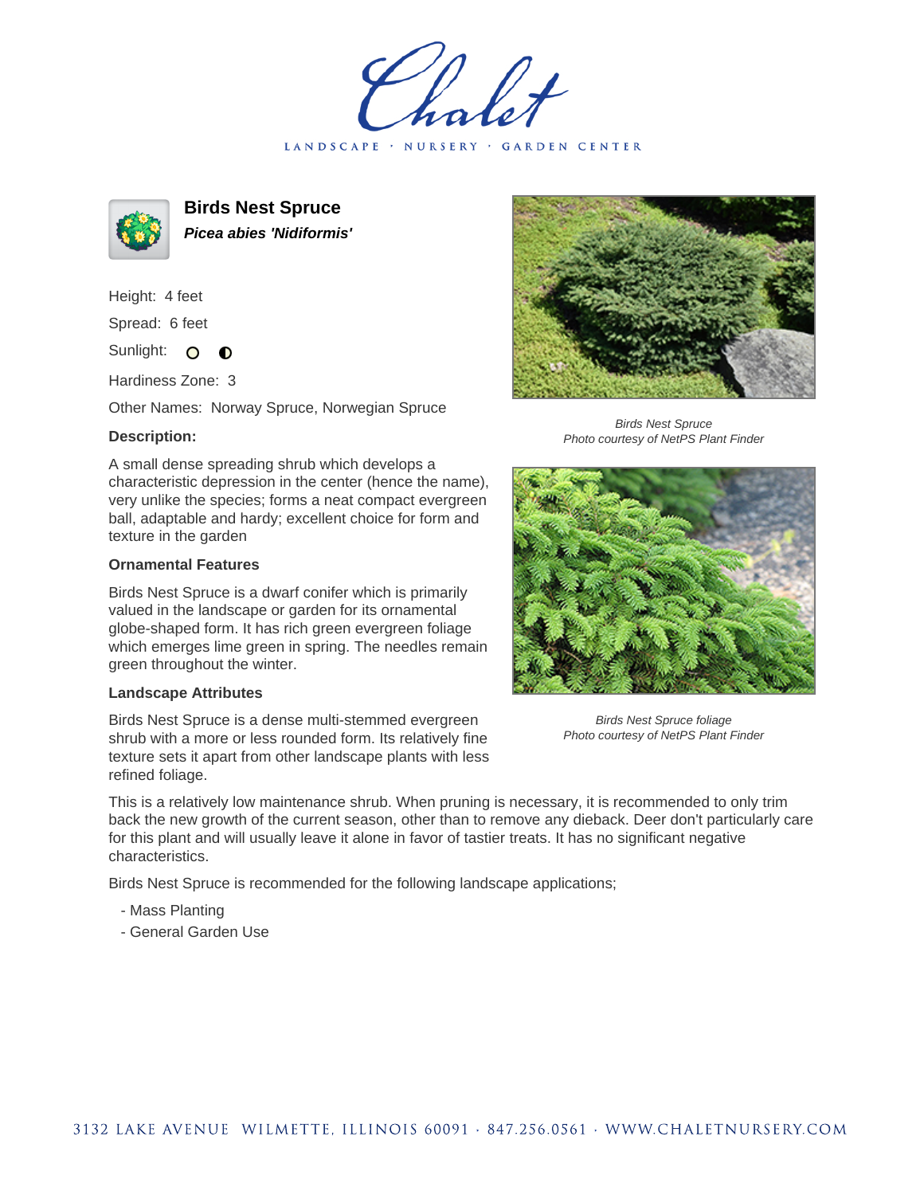# Chalet

LANDSCAPE · NURSERY · GARDEN CENTER

## Birds Nest Spruce

***Picea abies* 'Nidiformis'**

Height: 4 feet

Spread: 6 feet

Sunlight:

Hardiness Zone: 3

Other Names: Norway Spruce, Norwegian Spruce

**Description:**

A small dense spreading shrub which develops a characteristic depression in the center (hence the name), very unlike the species; forms a neat compact evergreen ball, adaptable and hardy; excellent choice for form and texture in the garden

**Ornamental Features**

Birds Nest Spruce is a dwarf conifer which is primarily valued in the landscape or garden for its ornamental globe-shaped form. It has rich green evergreen foliage which emerges lime green in spring. The needles remain green throughout the winter.

**Landscape Attributes**

Birds Nest Spruce is a dense multi-stemmed evergreen shrub with a more or less rounded form. Its relatively fine texture sets it apart from other landscape plants with less refined foliage.

This is a relatively low maintenance shrub. When pruning is necessary, it is recommended to only trim back the new growth of the current season, other than to remove any dieback. Deer don't particularly care for this plant and will usually leave it alone in favor of tastier treats. It has no significant negative characteristics.

Birds Nest Spruce is recommended for the following landscape applications;

- Mass Planting
- General Garden Use

*Birds Nest Spruce*
*Photo courtesy of NetPS Plant Finder*

*Birds Nest Spruce foliage*
*Photo courtesy of NetPS Plant Finder*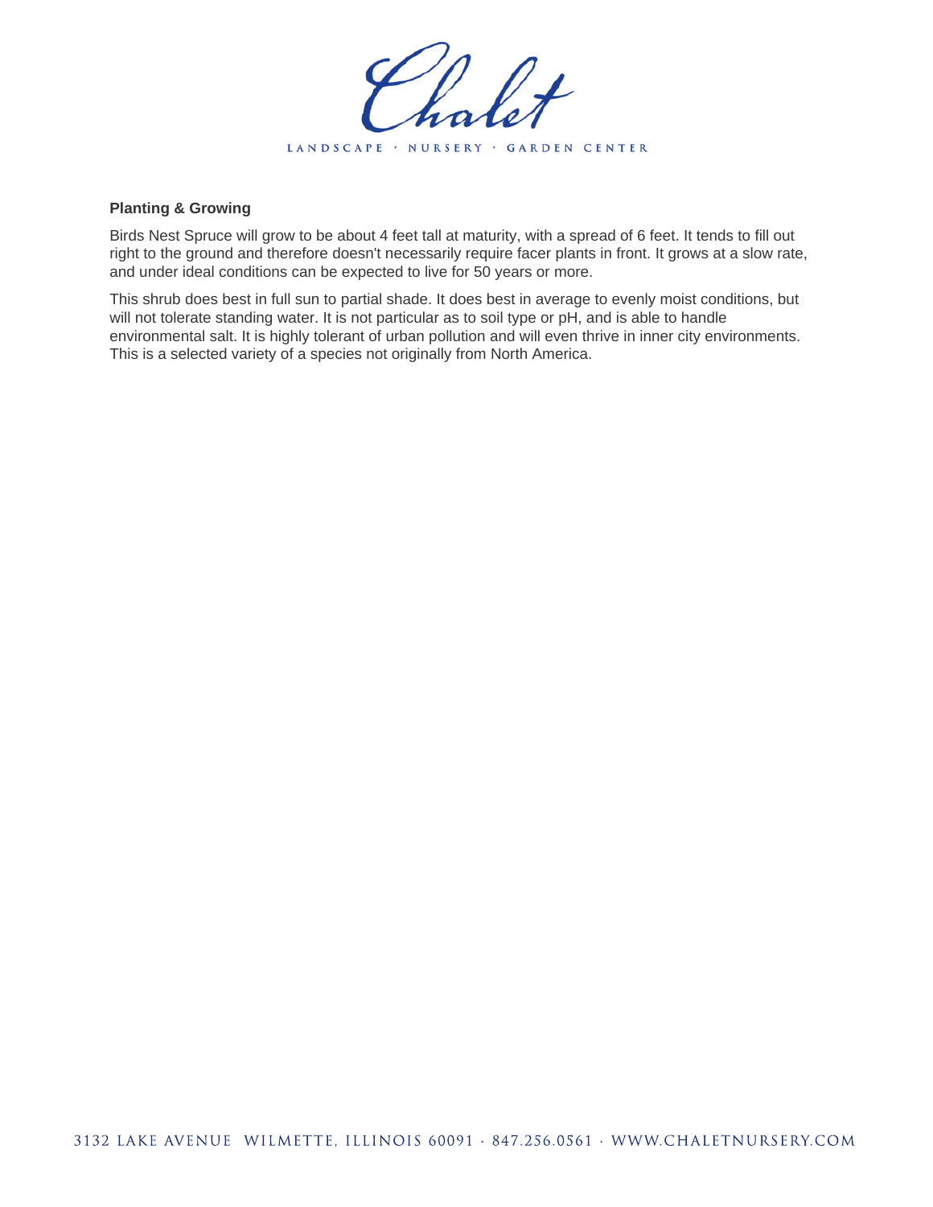**Planting & Growing**

Birds Nest Spruce will grow to be about 4 feet tall at maturity, with a spread of 6 feet. It tends to fill out right to the ground and therefore doesn't necessarily require facer plants in front. It grows at a slow rate, and under ideal conditions can be expected to live for 50 years or more.

This shrub does best in full sun to partial shade. It does best in average to evenly moist conditions, but will not tolerate standing water. It is not particular as to soil type or pH, and is able to handle environmental salt. It is highly tolerant of urban pollution and will even thrive in inner city environments. This is a selected variety of a species not originally from North America.